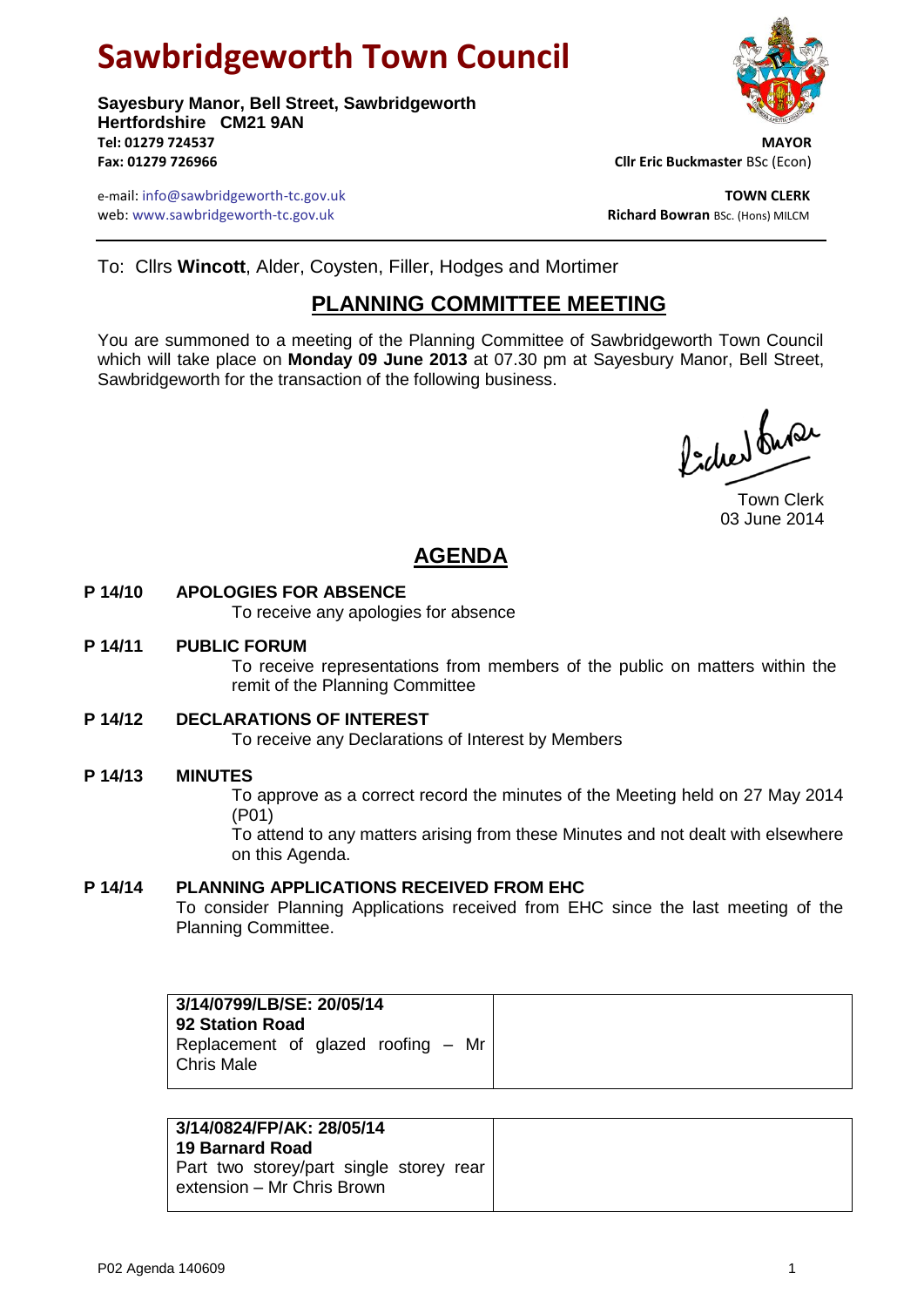# Sawbridgeworth Town Council

**Sayesbury Manor, Bell Street, Sawbridgeworth**
**Hertfordshire CM21 9AN**
**Tel: 01279 724537**
**Fax: 01279 726966**

**MAYOR**
**Cllr Eric Buckmaster** BSc (Econ)

e-mail: info@sawbridgeworth-tc.gov.uk
web: www.sawbridgeworth-tc.gov.uk

**TOWN CLERK**
**Richard Bowran** BSc. (Hons) MILCM

---

To: Cllrs **Wincott**, Alder, Coysten, Filler, Hodges and Mortimer

## PLANNING COMMITTEE MEETING

You are summoned to a meeting of the Planning Committee of Sawbridgeworth Town Council which will take place on **Monday 09 June 2013** at 07.30 pm at Sayesbury Manor, Bell Street, Sawbridgeworth for the transaction of the following business.

Town Clerk
03 June 2014

## AGENDA

**P 14/10 APOLOGIES FOR ABSENCE**
To receive any apologies for absence

**P 14/11 PUBLIC FORUM**
To receive representations from members of the public on matters within the remit of the Planning Committee

**P 14/12 DECLARATIONS OF INTEREST**
To receive any Declarations of Interest by Members

**P 14/13 MINUTES**
To approve as a correct record the minutes of the Meeting held on 27 May 2014 (P01)
To attend to any matters arising from these Minutes and not dealt with elsewhere on this Agenda.

**P 14/14 PLANNING APPLICATIONS RECEIVED FROM EHC**
To consider Planning Applications received from EHC since the last meeting of the Planning Committee.

| | |
|---|---|
| **3/14/0799/LB/SE: 20/05/14**<br>**92 Station Road**<br>Replacement of glazed roofing – Mr Chris Male | |

| | |
|---|---|
| **3/14/0824/FP/AK: 28/05/14**<br>**19 Barnard Road**<br>Part two storey/part single storey rear extension – Mr Chris Brown | |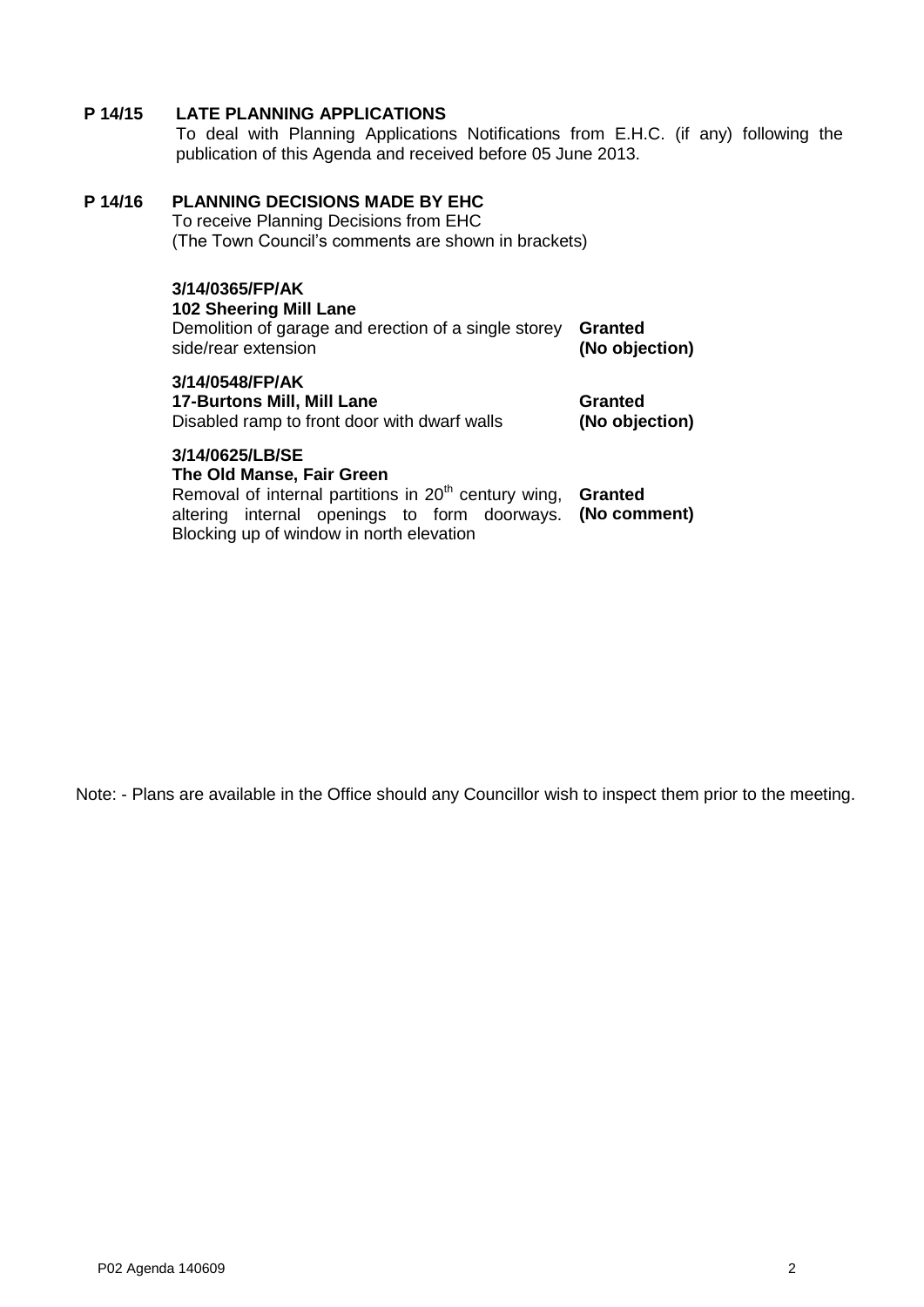**P 14/15 LATE PLANNING APPLICATIONS**

To deal with Planning Applications Notifications from E.H.C. (if any) following the publication of this Agenda and received before 05 June 2013.

**P 14/16 PLANNING DECISIONS MADE BY EHC**

To receive Planning Decisions from EHC
(The Town Council's comments are shown in brackets)

| | |
|---|---|
| **3/14/0365/FP/AK**<br>**102 Sheering Mill Lane**<br>Demolition of garage and erection of a single storey side/rear extension | **Granted**<br>**(No objection)** |
| **3/14/0548/FP/AK**<br>**17-Burtons Mill, Mill Lane**<br>Disabled ramp to front door with dwarf walls | **Granted**<br>**(No objection)** |
| **3/14/0625/LB/SE**<br>**The Old Manse, Fair Green**<br>Removal of internal partitions in 20th century wing, altering internal openings to form doorways. Blocking up of window in north elevation | **Granted**<br>**(No comment)** |

Note: - Plans are available in the Office should any Councillor wish to inspect them prior to the meeting.

P02 Agenda 140609